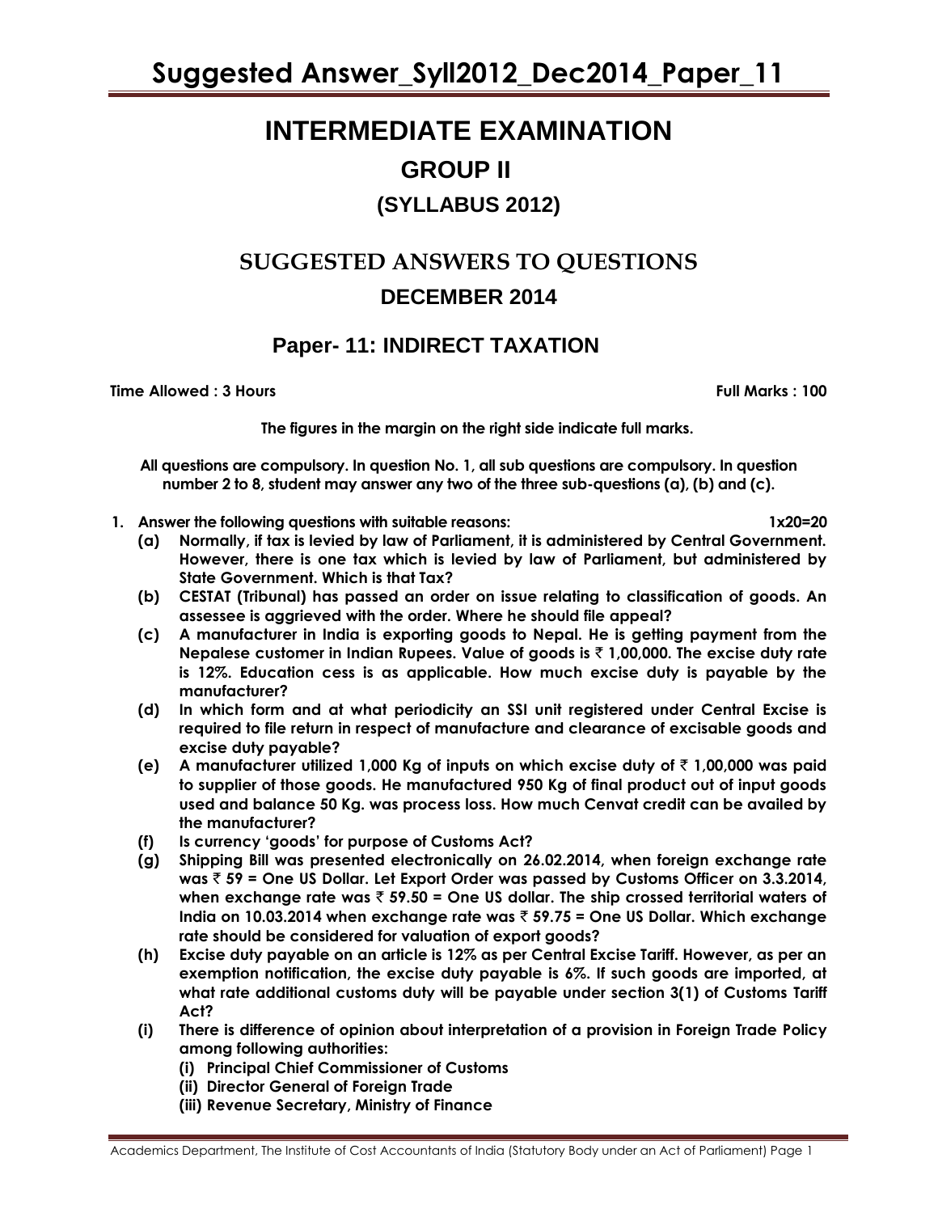# INTERMEDIATE EXAMINATION

## GROUP II

### (SYLLABUS 2012)

## SUGGESTED ANSWERS TO QUESTIONS

### DECEMBER 2014

## Paper- 11: INDIRECT TAXATION

**Time Allowed : 3 Hours** **Full Marks : 100**

**The figures in the margin on the right side indicate full marks.**

**All questions are compulsory. In question No. 1, all sub questions are compulsory. In question number 2 to 8, student may answer any two of the three sub-questions (a), (b) and (c).**

**1. Answer the following questions with suitable reasons: 1x20=20**

**(a) Normally, if tax is levied by law of Parliament, it is administered by Central Government. However, there is one tax which is levied by law of Parliament, but administered by State Government. Which is that Tax?**

**(b) CESTAT (Tribunal) has passed an order on issue relating to classification of goods. An assessee is aggrieved with the order. Where he should file appeal?**

**(c) A manufacturer in India is exporting goods to Nepal. He is getting payment from the Nepalese customer in Indian Rupees. Value of goods is ₹ 1,00,000. The excise duty rate is 12%. Education cess is as applicable. How much excise duty is payable by the manufacturer?**

**(d) In which form and at what periodicity an SSI unit registered under Central Excise is required to file return in respect of manufacture and clearance of excisable goods and excise duty payable?**

**(e) A manufacturer utilized 1,000 Kg of inputs on which excise duty of ₹ 1,00,000 was paid to supplier of those goods. He manufactured 950 Kg of final product out of input goods used and balance 50 Kg. was process loss. How much Cenvat credit can be availed by the manufacturer?**

**(f) Is currency 'goods' for purpose of Customs Act?**

**(g) Shipping Bill was presented electronically on 26.02.2014, when foreign exchange rate was ₹ 59 = One US Dollar. Let Export Order was passed by Customs Officer on 3.3.2014, when exchange rate was ₹ 59.50 = One US dollar. The ship crossed territorial waters of India on 10.03.2014 when exchange rate was ₹ 59.75 = One US Dollar. Which exchange rate should be considered for valuation of export goods?**

**(h) Excise duty payable on an article is 12% as per Central Excise Tariff. However, as per an exemption notification, the excise duty payable is 6%. If such goods are imported, at what rate additional customs duty will be payable under section 3(1) of Customs Tariff Act?**

**(i) There is difference of opinion about interpretation of a provision in Foreign Trade Policy among following authorities:**

**(i) Principal Chief Commissioner of Customs**
**(ii) Director General of Foreign Trade**
**(iii) Revenue Secretary, Ministry of Finance**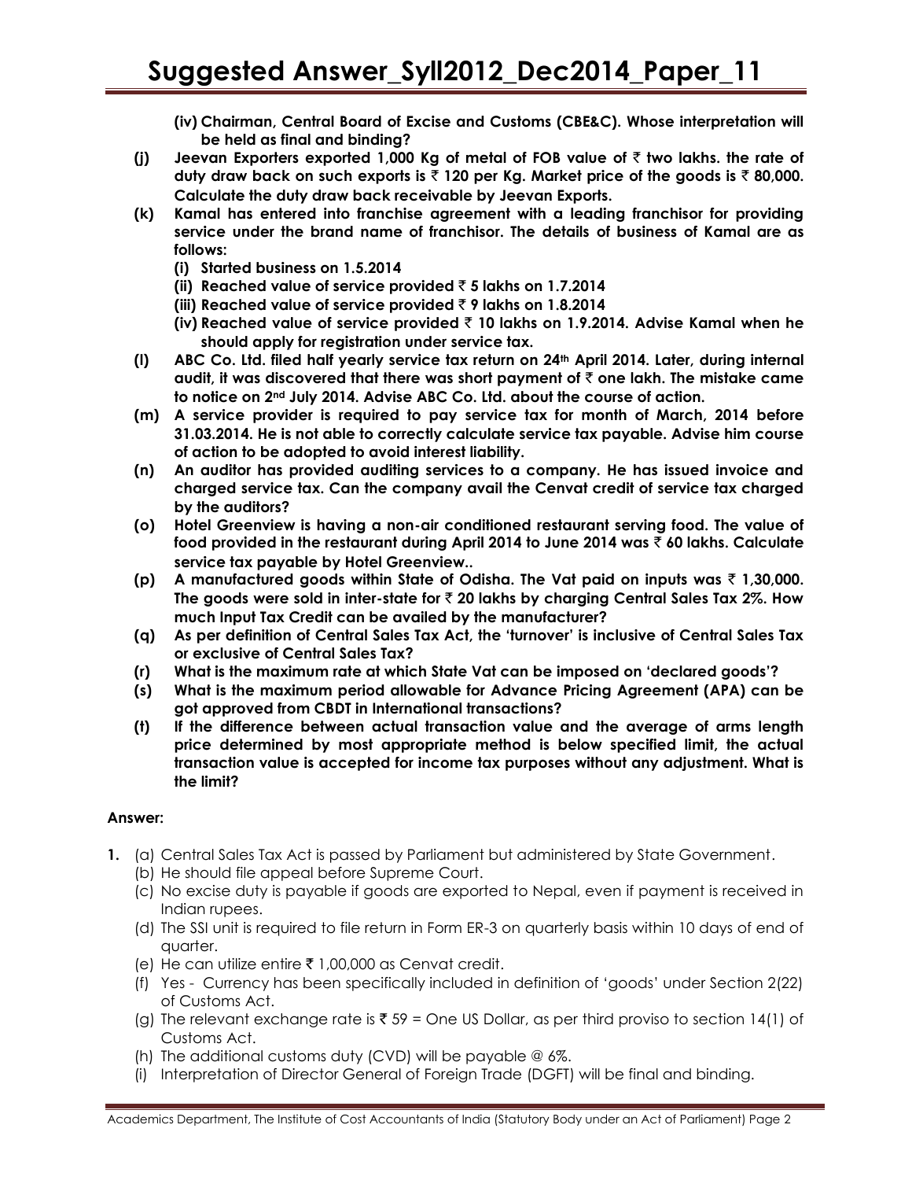**(iv) Chairman, Central Board of Excise and Customs (CBE&C). Whose interpretation will be held as final and binding?**

**(j) Jeevan Exporters exported 1,000 Kg of metal of FOB value of ₹ two lakhs. the rate of duty draw back on such exports is ₹ 120 per Kg. Market price of the goods is ₹ 80,000. Calculate the duty draw back receivable by Jeevan Exports.**

**(k) Kamal has entered into franchise agreement with a leading franchisor for providing service under the brand name of franchisor. The details of business of Kamal are as follows:**

**(i) Started business on 1.5.2014**

**(ii) Reached value of service provided ₹ 5 lakhs on 1.7.2014**

**(iii) Reached value of service provided ₹ 9 lakhs on 1.8.2014**

**(iv) Reached value of service provided ₹ 10 lakhs on 1.9.2014. Advise Kamal when he should apply for registration under service tax.**

**(l) ABC Co. Ltd. filed half yearly service tax return on 24th April 2014. Later, during internal audit, it was discovered that there was short payment of ₹ one lakh. The mistake came to notice on 2nd July 2014. Advise ABC Co. Ltd. about the course of action.**

**(m) A service provider is required to pay service tax for month of March, 2014 before 31.03.2014. He is not able to correctly calculate service tax payable. Advise him course of action to be adopted to avoid interest liability.**

**(n) An auditor has provided auditing services to a company. He has issued invoice and charged service tax. Can the company avail the Cenvat credit of service tax charged by the auditors?**

**(o) Hotel Greenview is having a non-air conditioned restaurant serving food. The value of food provided in the restaurant during April 2014 to June 2014 was ₹ 60 lakhs. Calculate service tax payable by Hotel Greenview..**

**(p) A manufactured goods within State of Odisha. The Vat paid on inputs was ₹ 1,30,000. The goods were sold in inter-state for ₹ 20 lakhs by charging Central Sales Tax 2%. How much Input Tax Credit can be availed by the manufacturer?**

**(q) As per definition of Central Sales Tax Act, the 'turnover' is inclusive of Central Sales Tax or exclusive of Central Sales Tax?**

**(r) What is the maximum rate at which State Vat can be imposed on 'declared goods'?**

**(s) What is the maximum period allowable for Advance Pricing Agreement (APA) can be got approved from CBDT in International transactions?**

**(t) If the difference between actual transaction value and the average of arms length price determined by most appropriate method is below specified limit, the actual transaction value is accepted for income tax purposes without any adjustment. What is the limit?**

**Answer:**

**1.** (a) Central Sales Tax Act is passed by Parliament but administered by State Government.

(b) He should file appeal before Supreme Court.

(c) No excise duty is payable if goods are exported to Nepal, even if payment is received in Indian rupees.

(d) The SSI unit is required to file return in Form ER-3 on quarterly basis within 10 days of end of quarter.

(e) He can utilize entire ₹ 1,00,000 as Cenvat credit.

(f) Yes - Currency has been specifically included in definition of 'goods' under Section 2(22) of Customs Act.

(g) The relevant exchange rate is ₹ 59 = One US Dollar, as per third proviso to section 14(1) of Customs Act.

(h) The additional customs duty (CVD) will be payable @ 6%.

(i) Interpretation of Director General of Foreign Trade (DGFT) will be final and binding.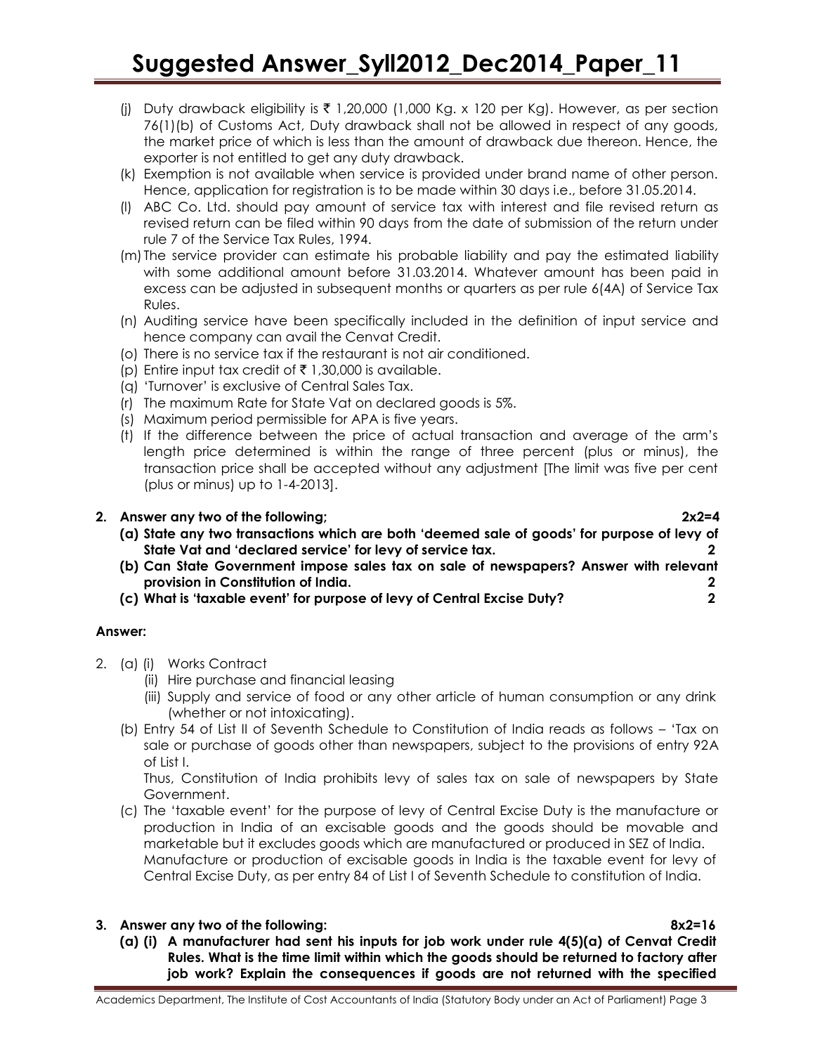(j) Duty drawback eligibility is ₹ 1,20,000 (1,000 Kg. x 120 per Kg). However, as per section 76(1)(b) of Customs Act, Duty drawback shall not be allowed in respect of any goods, the market price of which is less than the amount of drawback due thereon. Hence, the exporter is not entitled to get any duty drawback.

(k) Exemption is not available when service is provided under brand name of other person. Hence, application for registration is to be made within 30 days i.e., before 31.05.2014.

(l) ABC Co. Ltd. should pay amount of service tax with interest and file revised return as revised return can be filed within 90 days from the date of submission of the return under rule 7 of the Service Tax Rules, 1994.

(m) The service provider can estimate his probable liability and pay the estimated liability with some additional amount before 31.03.2014. Whatever amount has been paid in excess can be adjusted in subsequent months or quarters as per rule 6(4A) of Service Tax Rules.

(n) Auditing service have been specifically included in the definition of input service and hence company can avail the Cenvat Credit.

(o) There is no service tax if the restaurant is not air conditioned.

(p) Entire input tax credit of ₹ 1,30,000 is available.

(q) 'Turnover' is exclusive of Central Sales Tax.

(r) The maximum Rate for State Vat on declared goods is 5%.

(s) Maximum period permissible for APA is five years.

(t) If the difference between the price of actual transaction and average of the arm's length price determined is within the range of three percent (plus or minus), the transaction price shall be accepted without any adjustment [The limit was five per cent (plus or minus) up to 1-4-2013].

**2. Answer any two of the following; 2x2=4**

**(a) State any two transactions which are both 'deemed sale of goods' for purpose of levy of State Vat and 'declared service' for levy of service tax. 2**

**(b) Can State Government impose sales tax on sale of newspapers? Answer with relevant provision in Constitution of India. 2**

**(c) What is 'taxable event' for purpose of levy of Central Excise Duty? 2**

**Answer:**

2. (a) (i) Works Contract
   (ii) Hire purchase and financial leasing
   (iii) Supply and service of food or any other article of human consumption or any drink (whether or not intoxicating).

   (b) Entry 54 of List II of Seventh Schedule to Constitution of India reads as follows – 'Tax on sale or purchase of goods other than newspapers, subject to the provisions of entry 92A of List I.

   Thus, Constitution of India prohibits levy of sales tax on sale of newspapers by State Government.

   (c) The 'taxable event' for the purpose of levy of Central Excise Duty is the manufacture or production in India of an excisable goods and the goods should be movable and marketable but it excludes goods which are manufactured or produced in SEZ of India.

   Manufacture or production of excisable goods in India is the taxable event for levy of Central Excise Duty, as per entry 84 of List I of Seventh Schedule to constitution of India.

**3. Answer any two of the following: 8x2=16**

**(a) (i) A manufacturer had sent his inputs for job work under rule 4(5)(a) of Cenvat Credit Rules. What is the time limit within which the goods should be returned to factory after job work? Explain the consequences if goods are not returned with the specified**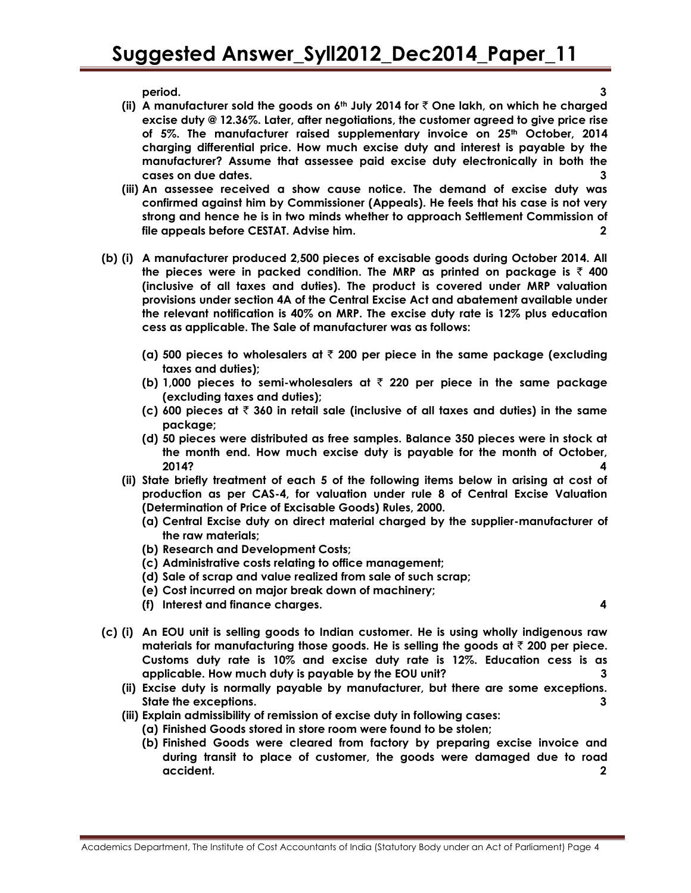**period. 3**

**(ii) A manufacturer sold the goods on 6th July 2014 for ₹ One lakh, on which he charged excise duty @ 12.36%. Later, after negotiations, the customer agreed to give price rise of 5%. The manufacturer raised supplementary invoice on 25th October, 2014 charging differential price. How much excise duty and interest is payable by the manufacturer? Assume that assessee paid excise duty electronically in both the cases on due dates. 3**

**(iii) An assessee received a show cause notice. The demand of excise duty was confirmed against him by Commissioner (Appeals). He feels that his case is not very strong and hence he is in two minds whether to approach Settlement Commission of file appeals before CESTAT. Advise him. 2**

**(b) (i) A manufacturer produced 2,500 pieces of excisable goods during October 2014. All the pieces were in packed condition. The MRP as printed on package is ₹ 400 (inclusive of all taxes and duties). The product is covered under MRP valuation provisions under section 4A of the Central Excise Act and abatement available under the relevant notification is 40% on MRP. The excise duty rate is 12% plus education cess as applicable. The Sale of manufacturer was as follows:**

**(a) 500 pieces to wholesalers at ₹ 200 per piece in the same package (excluding taxes and duties);**

**(b) 1,000 pieces to semi-wholesalers at ₹ 220 per piece in the same package (excluding taxes and duties);**

**(c) 600 pieces at ₹ 360 in retail sale (inclusive of all taxes and duties) in the same package;**

**(d) 50 pieces were distributed as free samples. Balance 350 pieces were in stock at the month end. How much excise duty is payable for the month of October, 2014? 4**

**(ii) State briefly treatment of each 5 of the following items below in arising at cost of production as per CAS-4, for valuation under rule 8 of Central Excise Valuation (Determination of Price of Excisable Goods) Rules, 2000.**

**(a) Central Excise duty on direct material charged by the supplier-manufacturer of the raw materials;**

**(b) Research and Development Costs;**

**(c) Administrative costs relating to office management;**

**(d) Sale of scrap and value realized from sale of such scrap;**

**(e) Cost incurred on major break down of machinery;**

**(f) Interest and finance charges. 4**

**(c) (i) An EOU unit is selling goods to Indian customer. He is using wholly indigenous raw materials for manufacturing those goods. He is selling the goods at ₹ 200 per piece. Customs duty rate is 10% and excise duty rate is 12%. Education cess is as applicable. How much duty is payable by the EOU unit? 3**

**(ii) Excise duty is normally payable by manufacturer, but there are some exceptions. State the exceptions. 3**

**(iii) Explain admissibility of remission of excise duty in following cases:**

**(a) Finished Goods stored in store room were found to be stolen;**

**(b) Finished Goods were cleared from factory by preparing excise invoice and during transit to place of customer, the goods were damaged due to road accident. 2**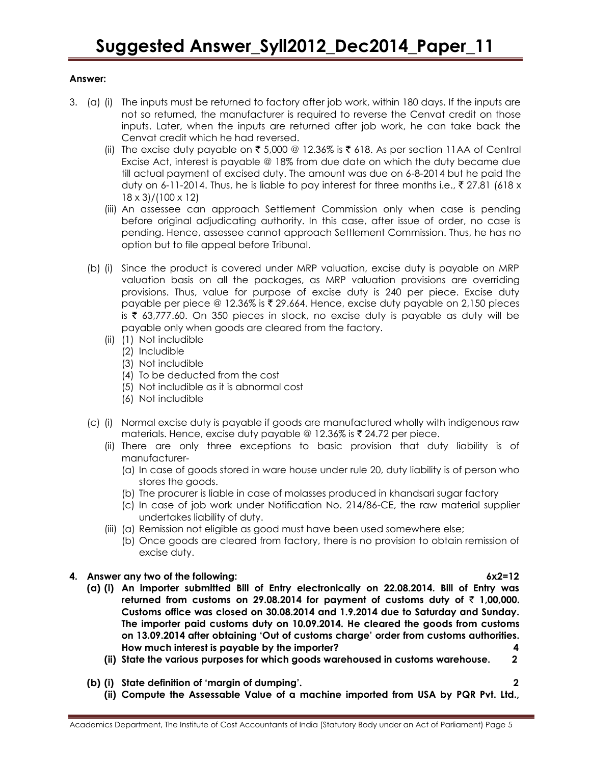**Answer:**

3. (a) (i) The inputs must be returned to factory after job work, within 180 days. If the inputs are not so returned, the manufacturer is required to reverse the Cenvat credit on those inputs. Later, when the inputs are returned after job work, he can take back the Cenvat credit which he had reversed.

   (ii) The excise duty payable on ₹ 5,000 @ 12.36% is ₹ 618. As per section 11AA of Central Excise Act, interest is payable @ 18% from due date on which the duty became due till actual payment of excised duty. The amount was due on 6-8-2014 but he paid the duty on 6-11-2014. Thus, he is liable to pay interest for three months i.e., ₹ 27.81 (618 x 18 x 3)/(100 x 12)

   (iii) An assessee can approach Settlement Commission only when case is pending before original adjudicating authority. In this case, after issue of order, no case is pending. Hence, assessee cannot approach Settlement Commission. Thus, he has no option but to file appeal before Tribunal.

(b) (i) Since the product is covered under MRP valuation, excise duty is payable on MRP valuation basis on all the packages, as MRP valuation provisions are overriding provisions. Thus, value for purpose of excise duty is 240 per piece. Excise duty payable per piece @ 12.36% is ₹ 29.664. Hence, excise duty payable on 2,150 pieces is ₹ 63,777.60. On 350 pieces in stock, no excise duty is payable as duty will be payable only when goods are cleared from the factory.

   (ii) (1) Not includible
   (2) Includible
   (3) Not includible
   (4) To be deducted from the cost
   (5) Not includible as it is abnormal cost
   (6) Not includible

(c) (i) Normal excise duty is payable if goods are manufactured wholly with indigenous raw materials. Hence, excise duty payable @ 12.36% is ₹ 24.72 per piece.

   (ii) There are only three exceptions to basic provision that duty liability is of manufacturer-
   (a) In case of goods stored in ware house under rule 20, duty liability is of person who stores the goods.
   (b) The procurer is liable in case of molasses produced in khandsari sugar factory
   (c) In case of job work under Notification No. 214/86-CE, the raw material supplier undertakes liability of duty.

   (iii) (a) Remission not eligible as good must have been used somewhere else;
   (b) Once goods are cleared from factory, there is no provision to obtain remission of excise duty.

**4. Answer any two of the following: 6x2=12**

**(a) (i) An importer submitted Bill of Entry electronically on 22.08.2014. Bill of Entry was returned from customs on 29.08.2014 for payment of customs duty of ₹ 1,00,000. Customs office was closed on 30.08.2014 and 1.9.2014 due to Saturday and Sunday. The importer paid customs duty on 10.09.2014. He cleared the goods from customs on 13.09.2014 after obtaining 'Out of customs charge' order from customs authorities. How much interest is payable by the importer? 4**

**(ii) State the various purposes for which goods warehoused in customs warehouse. 2**

**(b) (i) State definition of 'margin of dumping'. 2**

**(ii) Compute the Assessable Value of a machine imported from USA by PQR Pvt. Ltd.,**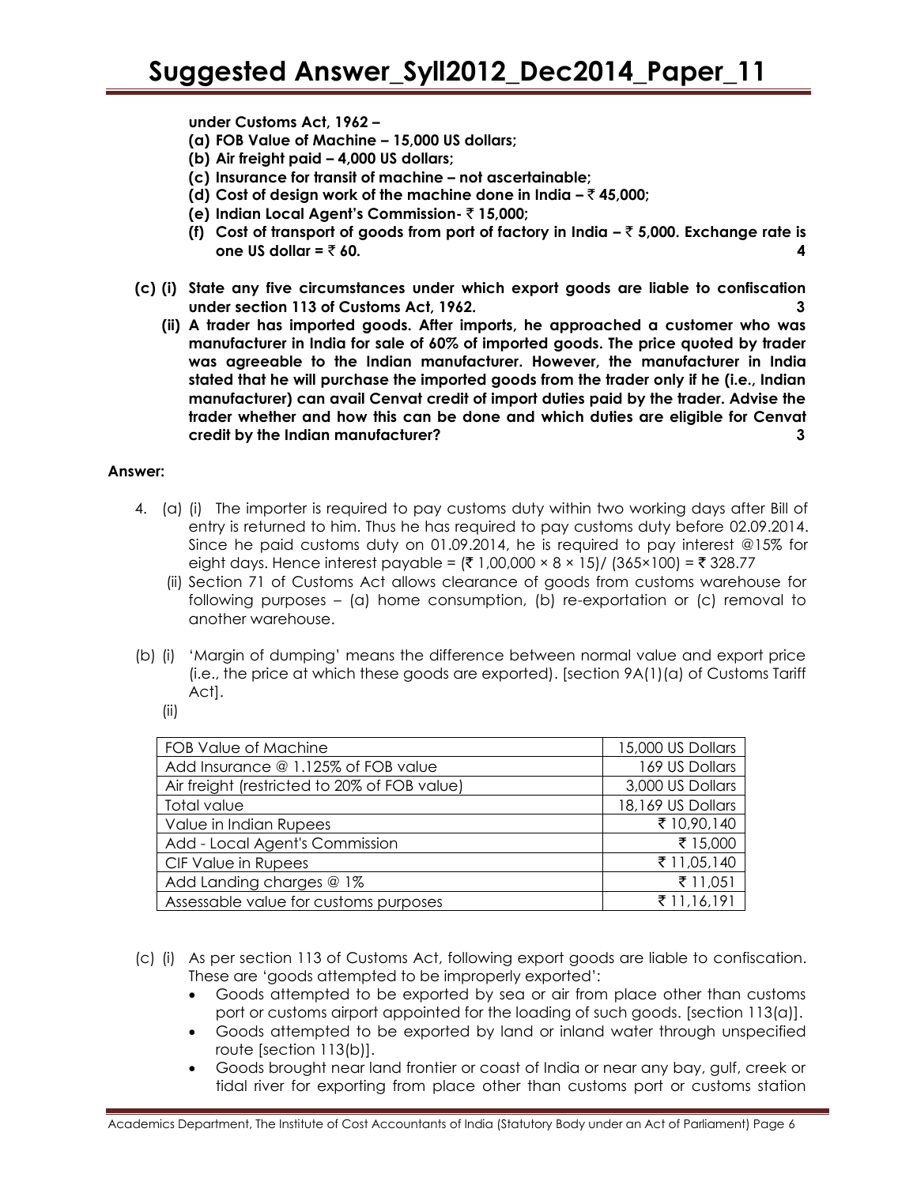**under Customs Act, 1962 –**

**(a) FOB Value of Machine – 15,000 US dollars;**

**(b) Air freight paid – 4,000 US dollars;**

**(c) Insurance for transit of machine – not ascertainable;**

**(d) Cost of design work of the machine done in India – ₹ 45,000;**

**(e) Indian Local Agent's Commission- ₹ 15,000;**

**(f) Cost of transport of goods from port of factory in India – ₹ 5,000. Exchange rate is one US dollar = ₹ 60.** **4**

**(c) (i) State any five circumstances under which export goods are liable to confiscation under section 113 of Customs Act, 1962.** **3**

**(ii) A trader has imported goods. After imports, he approached a customer who was manufacturer in India for sale of 60% of imported goods. The price quoted by trader was agreeable to the Indian manufacturer. However, the manufacturer in India stated that he will purchase the imported goods from the trader only if he (i.e., Indian manufacturer) can avail Cenvat credit of import duties paid by the trader. Advise the trader whether and how this can be done and which duties are eligible for Cenvat credit by the Indian manufacturer?** **3**

**Answer:**

4. (a) (i) The importer is required to pay customs duty within two working days after Bill of entry is returned to him. Thus he has required to pay customs duty before 02.09.2014. Since he paid customs duty on 01.09.2014, he is required to pay interest @15% for eight days. Hence interest payable = (₹ 1,00,000 × 8 × 15)/ (365×100) = ₹ 328.77

(ii) Section 71 of Customs Act allows clearance of goods from customs warehouse for following purposes – (a) home consumption, (b) re-exportation or (c) removal to another warehouse.

(b) (i) 'Margin of dumping' means the difference between normal value and export price (i.e., the price at which these goods are exported). [section 9A(1)(a) of Customs Tariff Act].

(ii)

| FOB Value of Machine | 15,000 US Dollars |
|---|---|
| Add Insurance @ 1.125% of FOB value | 169 US Dollars |
| Air freight (restricted to 20% of FOB value) | 3,000 US Dollars |
| Total value | 18,169 US Dollars |
| Value in Indian Rupees | ₹ 10,90,140 |
| Add - Local Agent's Commission | ₹ 15,000 |
| CIF Value in Rupees | ₹ 11,05,140 |
| Add Landing charges @ 1% | ₹ 11,051 |
| Assessable value for customs purposes | ₹ 11,16,191 |

(c) (i) As per section 113 of Customs Act, following export goods are liable to confiscation. These are 'goods attempted to be improperly exported':

- Goods attempted to be exported by sea or air from place other than customs port or customs airport appointed for the loading of such goods. [section 113(a)].
- Goods attempted to be exported by land or inland water through unspecified route [section 113(b)].
- Goods brought near land frontier or coast of India or near any bay, gulf, creek or tidal river for exporting from place other than customs port or customs station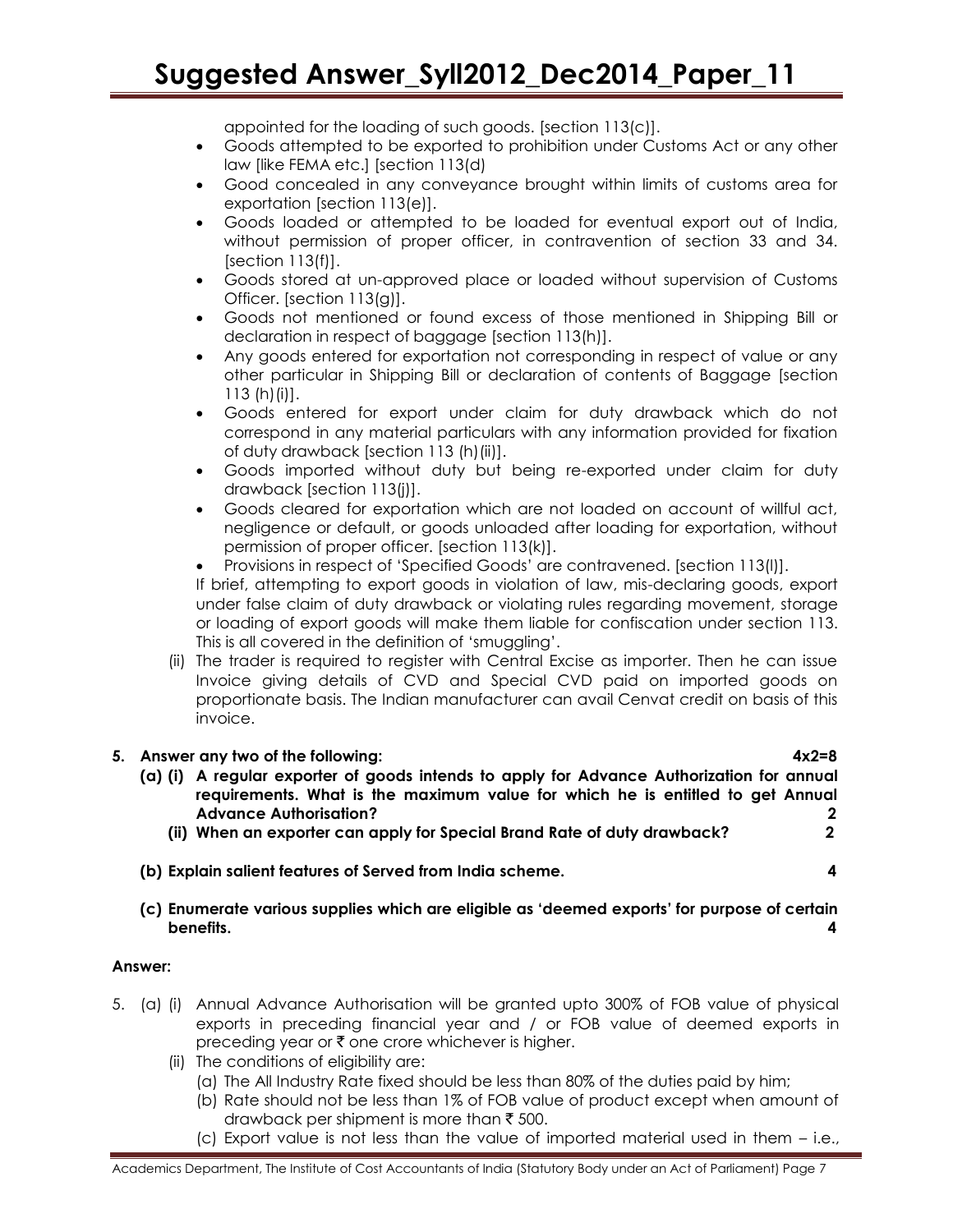appointed for the loading of such goods. [section 113(c)].

- Goods attempted to be exported to prohibition under Customs Act or any other law [like FEMA etc.] [section 113(d)
- Good concealed in any conveyance brought within limits of customs area for exportation [section 113(e)].
- Goods loaded or attempted to be loaded for eventual export out of India, without permission of proper officer, in contravention of section 33 and 34. [section 113(f)].
- Goods stored at un-approved place or loaded without supervision of Customs Officer. [section 113(g)].
- Goods not mentioned or found excess of those mentioned in Shipping Bill or declaration in respect of baggage [section 113(h)].
- Any goods entered for exportation not corresponding in respect of value or any other particular in Shipping Bill or declaration of contents of Baggage [section 113 (h)(i)].
- Goods entered for export under claim for duty drawback which do not correspond in any material particulars with any information provided for fixation of duty drawback [section 113 (h)(ii)].
- Goods imported without duty but being re-exported under claim for duty drawback [section 113(j)].
- Goods cleared for exportation which are not loaded on account of willful act, negligence or default, or goods unloaded after loading for exportation, without permission of proper officer. [section 113(k)].
- Provisions in respect of 'Specified Goods' are contravened. [section 113(l)].

If brief, attempting to export goods in violation of law, mis-declaring goods, export under false claim of duty drawback or violating rules regarding movement, storage or loading of export goods will make them liable for confiscation under section 113. This is all covered in the definition of 'smuggling'.

(ii) The trader is required to register with Central Excise as importer. Then he can issue Invoice giving details of CVD and Special CVD paid on imported goods on proportionate basis. The Indian manufacturer can avail Cenvat credit on basis of this invoice.

**5. Answer any two of the following: 4x2=8**

**(a) (i) A regular exporter of goods intends to apply for Advance Authorization for annual requirements. What is the maximum value for which he is entitled to get Annual Advance Authorisation? 2**

**(ii) When an exporter can apply for Special Brand Rate of duty drawback? 2**

**(b) Explain salient features of Served from India scheme. 4**

**(c) Enumerate various supplies which are eligible as 'deemed exports' for purpose of certain benefits. 4**

**Answer:**

5. (a) (i) Annual Advance Authorisation will be granted upto 300% of FOB value of physical exports in preceding financial year and / or FOB value of deemed exports in preceding year or ₹ one crore whichever is higher.

(ii) The conditions of eligibility are:

(a) The All Industry Rate fixed should be less than 80% of the duties paid by him;

(b) Rate should not be less than 1% of FOB value of product except when amount of drawback per shipment is more than ₹ 500.

(c) Export value is not less than the value of imported material used in them – i.e.,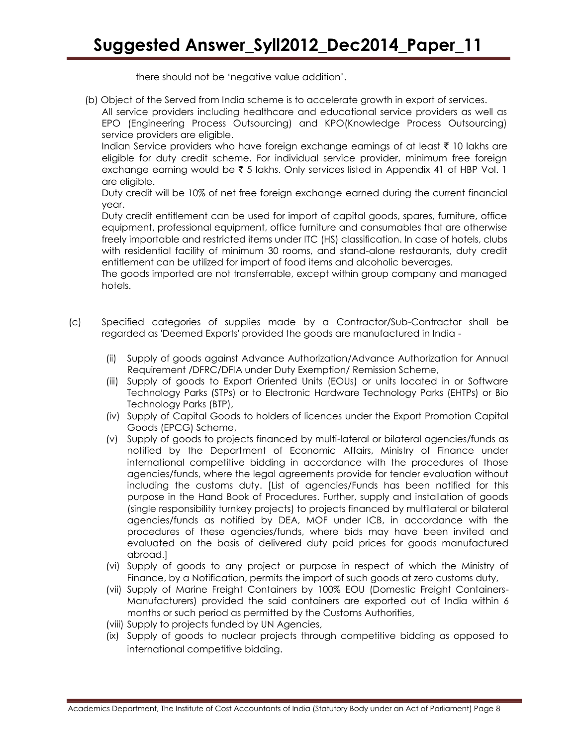there should not be 'negative value addition'.

(b) Object of the Served from India scheme is to accelerate growth in export of services.

All service providers including healthcare and educational service providers as well as EPO (Engineering Process Outsourcing) and KPO(Knowledge Process Outsourcing) service providers are eligible.

Indian Service providers who have foreign exchange earnings of at least ₹ 10 lakhs are eligible for duty credit scheme. For individual service provider, minimum free foreign exchange earning would be ₹ 5 lakhs. Only services listed in Appendix 41 of HBP Vol. 1 are eligible.

Duty credit will be 10% of net free foreign exchange earned during the current financial year.

Duty credit entitlement can be used for import of capital goods, spares, furniture, office equipment, professional equipment, office furniture and consumables that are otherwise freely importable and restricted items under ITC (HS) classification. In case of hotels, clubs with residential facility of minimum 30 rooms, and stand-alone restaurants, duty credit entitlement can be utilized for import of food items and alcoholic beverages.

The goods imported are not transferrable, except within group company and managed hotels.

(c) Specified categories of supplies made by a Contractor/Sub-Contractor shall be regarded as 'Deemed Exports' provided the goods are manufactured in India -

(ii) Supply of goods against Advance Authorization/Advance Authorization for Annual Requirement /DFRC/DFIA under Duty Exemption/ Remission Scheme,

(iii) Supply of goods to Export Oriented Units (EOUs) or units located in or Software Technology Parks (STPs) or to Electronic Hardware Technology Parks (EHTPs) or Bio Technology Parks (BTP),

(iv) Supply of Capital Goods to holders of licences under the Export Promotion Capital Goods (EPCG) Scheme,

(v) Supply of goods to projects financed by multi-lateral or bilateral agencies/funds as notified by the Department of Economic Affairs, Ministry of Finance under international competitive bidding in accordance with the procedures of those agencies/funds, where the legal agreements provide for tender evaluation without including the customs duty. [List of agencies/Funds has been notified for this purpose in the Hand Book of Procedures. Further, supply and installation of goods (single responsibility turnkey projects) to projects financed by multilateral or bilateral agencies/funds as notified by DEA, MOF under ICB, in accordance with the procedures of these agencies/funds, where bids may have been invited and evaluated on the basis of delivered duty paid prices for goods manufactured abroad.]

(vi) Supply of goods to any project or purpose in respect of which the Ministry of Finance, by a Notification, permits the import of such goods at zero customs duty,

(vii) Supply of Marine Freight Containers by 100% EOU (Domestic Freight Containers-Manufacturers) provided the said containers are exported out of India within 6 months or such period as permitted by the Customs Authorities,

(viii) Supply to projects funded by UN Agencies,

(ix) Supply of goods to nuclear projects through competitive bidding as opposed to international competitive bidding.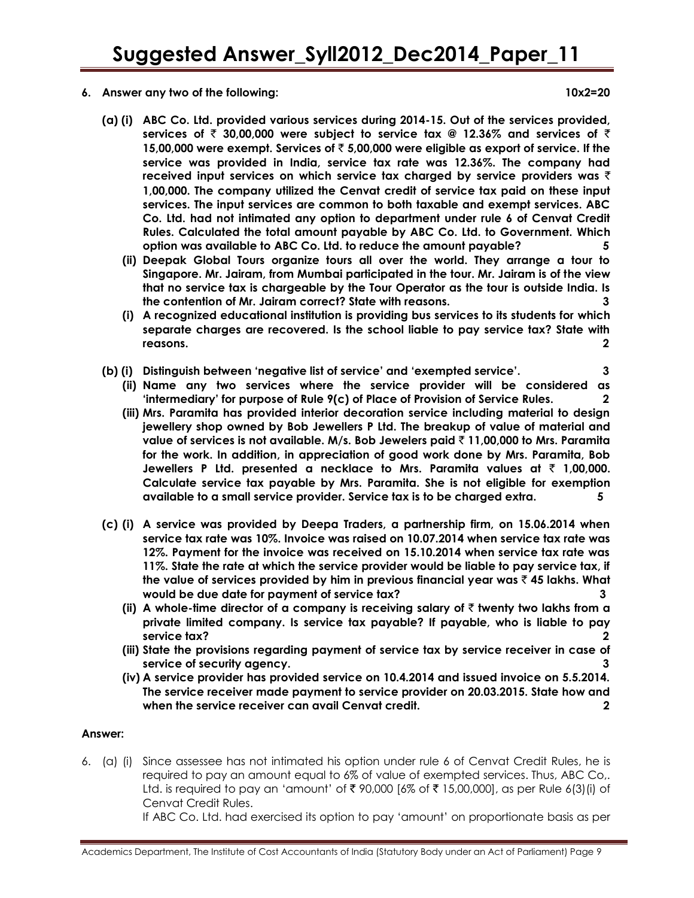**6. Answer any two of the following: 10x2=20**

**(a) (i) ABC Co. Ltd. provided various services during 2014-15. Out of the services provided, services of ₹ 30,00,000 were subject to service tax @ 12.36% and services of ₹ 15,00,000 were exempt. Services of ₹ 5,00,000 were eligible as export of service. If the service was provided in India, service tax rate was 12.36%. The company had received input services on which service tax charged by service providers was ₹ 1,00,000. The company utilized the Cenvat credit of service tax paid on these input services. The input services are common to both taxable and exempt services. ABC Co. Ltd. had not intimated any option to department under rule 6 of Cenvat Credit Rules. Calculated the total amount payable by ABC Co. Ltd. to Government. Which option was available to ABC Co. Ltd. to reduce the amount payable? 5**

**(ii) Deepak Global Tours organize tours all over the world. They arrange a tour to Singapore. Mr. Jairam, from Mumbai participated in the tour. Mr. Jairam is of the view that no service tax is chargeable by the Tour Operator as the tour is outside India. Is the contention of Mr. Jairam correct? State with reasons. 3**

**(i) A recognized educational institution is providing bus services to its students for which separate charges are recovered. Is the school liable to pay service tax? State with reasons. 2**

**(b) (i) Distinguish between 'negative list of service' and 'exempted service'. 3**

**(ii) Name any two services where the service provider will be considered as 'intermediary' for purpose of Rule 9(c) of Place of Provision of Service Rules. 2**

**(iii) Mrs. Paramita has provided interior decoration service including material to design jewellery shop owned by Bob Jewellers P Ltd. The breakup of value of material and value of services is not available. M/s. Bob Jewelers paid ₹ 11,00,000 to Mrs. Paramita for the work. In addition, in appreciation of good work done by Mrs. Paramita, Bob Jewellers P Ltd. presented a necklace to Mrs. Paramita values at ₹ 1,00,000. Calculate service tax payable by Mrs. Paramita. She is not eligible for exemption available to a small service provider. Service tax is to be charged extra. 5**

**(c) (i) A service was provided by Deepa Traders, a partnership firm, on 15.06.2014 when service tax rate was 10%. Invoice was raised on 10.07.2014 when service tax rate was 12%. Payment for the invoice was received on 15.10.2014 when service tax rate was 11%. State the rate at which the service provider would be liable to pay service tax, if the value of services provided by him in previous financial year was ₹ 45 lakhs. What would be due date for payment of service tax? 3**

**(ii) A whole-time director of a company is receiving salary of ₹ twenty two lakhs from a private limited company. Is service tax payable? If payable, who is liable to pay service tax? 2**

**(iii) State the provisions regarding payment of service tax by service receiver in case of service of security agency. 3**

**(iv) A service provider has provided service on 10.4.2014 and issued invoice on 5.5.2014. The service receiver made payment to service provider on 20.03.2015. State how and when the service receiver can avail Cenvat credit. 2**

**Answer:**

6. (a) (i) Since assessee has not intimated his option under rule 6 of Cenvat Credit Rules, he is required to pay an amount equal to 6% of value of exempted services. Thus, ABC Co,. Ltd. is required to pay an 'amount' of ₹ 90,000 [6% of ₹ 15,00,000], as per Rule 6(3)(i) of Cenvat Credit Rules.

If ABC Co. Ltd. had exercised its option to pay 'amount' on proportionate basis as per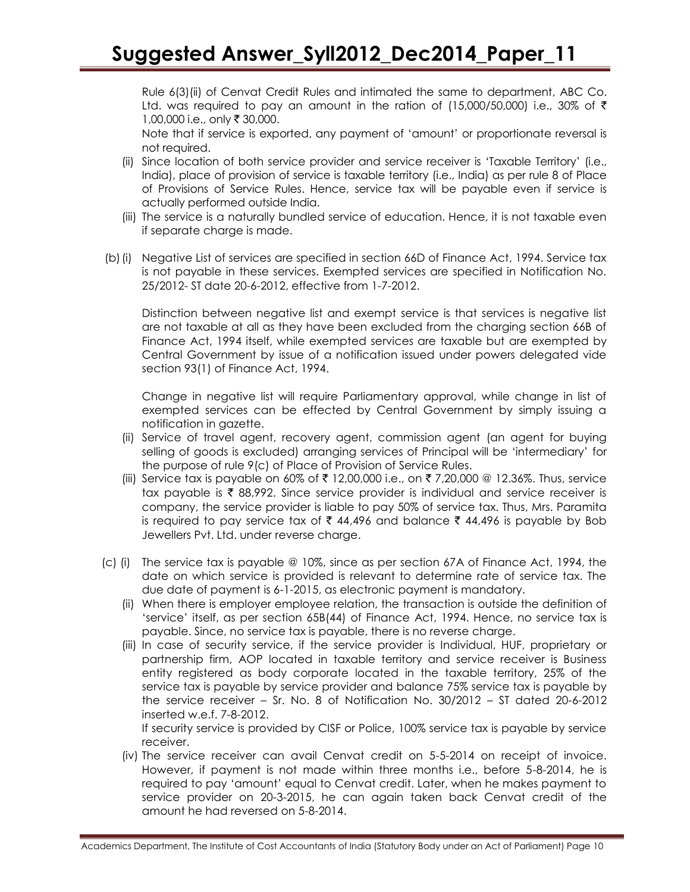Rule 6(3)(ii) of Cenvat Credit Rules and intimated the same to department, ABC Co. Ltd. was required to pay an amount in the ration of (15,000/50,000) i.e., 30% of ₹ 1,00,000 i.e., only ₹ 30,000.

Note that if service is exported, any payment of 'amount' or proportionate reversal is not required.

(ii) Since location of both service provider and service receiver is 'Taxable Territory' (i.e., India), place of provision of service is taxable territory (i.e., India) as per rule 8 of Place of Provisions of Service Rules. Hence, service tax will be payable even if service is actually performed outside India.

(iii) The service is a naturally bundled service of education. Hence, it is not taxable even if separate charge is made.

(b) (i) Negative List of services are specified in section 66D of Finance Act, 1994. Service tax is not payable in these services. Exempted services are specified in Notification No. 25/2012- ST date 20-6-2012, effective from 1-7-2012.

Distinction between negative list and exempt service is that services is negative list are not taxable at all as they have been excluded from the charging section 66B of Finance Act, 1994 itself, while exempted services are taxable but are exempted by Central Government by issue of a notification issued under powers delegated vide section 93(1) of Finance Act, 1994.

Change in negative list will require Parliamentary approval, while change in list of exempted services can be effected by Central Government by simply issuing a notification in gazette.

(ii) Service of travel agent, recovery agent, commission agent (an agent for buying selling of goods is excluded) arranging services of Principal will be 'intermediary' for the purpose of rule 9(c) of Place of Provision of Service Rules.

(iii) Service tax is payable on 60% of ₹ 12,00,000 i.e., on ₹ 7,20,000 @ 12.36%. Thus, service tax payable is ₹ 88,992. Since service provider is individual and service receiver is company, the service provider is liable to pay 50% of service tax. Thus, Mrs. Paramita is required to pay service tax of ₹ 44,496 and balance ₹ 44,496 is payable by Bob Jewellers Pvt. Ltd. under reverse charge.

(c) (i) The service tax is payable @ 10%, since as per section 67A of Finance Act, 1994, the date on which service is provided is relevant to determine rate of service tax. The due date of payment is 6-1-2015, as electronic payment is mandatory.

(ii) When there is employer employee relation, the transaction is outside the definition of 'service' itself, as per section 65B(44) of Finance Act, 1994. Hence, no service tax is payable. Since, no service tax is payable, there is no reverse charge.

(iii) In case of security service, if the service provider is Individual, HUF, proprietary or partnership firm, AOP located in taxable territory and service receiver is Business entity registered as body corporate located in the taxable territory, 25% of the service tax is payable by service provider and balance 75% service tax is payable by the service receiver – Sr. No. 8 of Notification No. 30/2012 – ST dated 20-6-2012 inserted w.e.f. 7-8-2012.

If security service is provided by CISF or Police, 100% service tax is payable by service receiver.

(iv) The service receiver can avail Cenvat credit on 5-5-2014 on receipt of invoice. However, if payment is not made within three months i.e., before 5-8-2014, he is required to pay 'amount' equal to Cenvat credit. Later, when he makes payment to service provider on 20-3-2015, he can again taken back Cenvat credit of the amount he had reversed on 5-8-2014.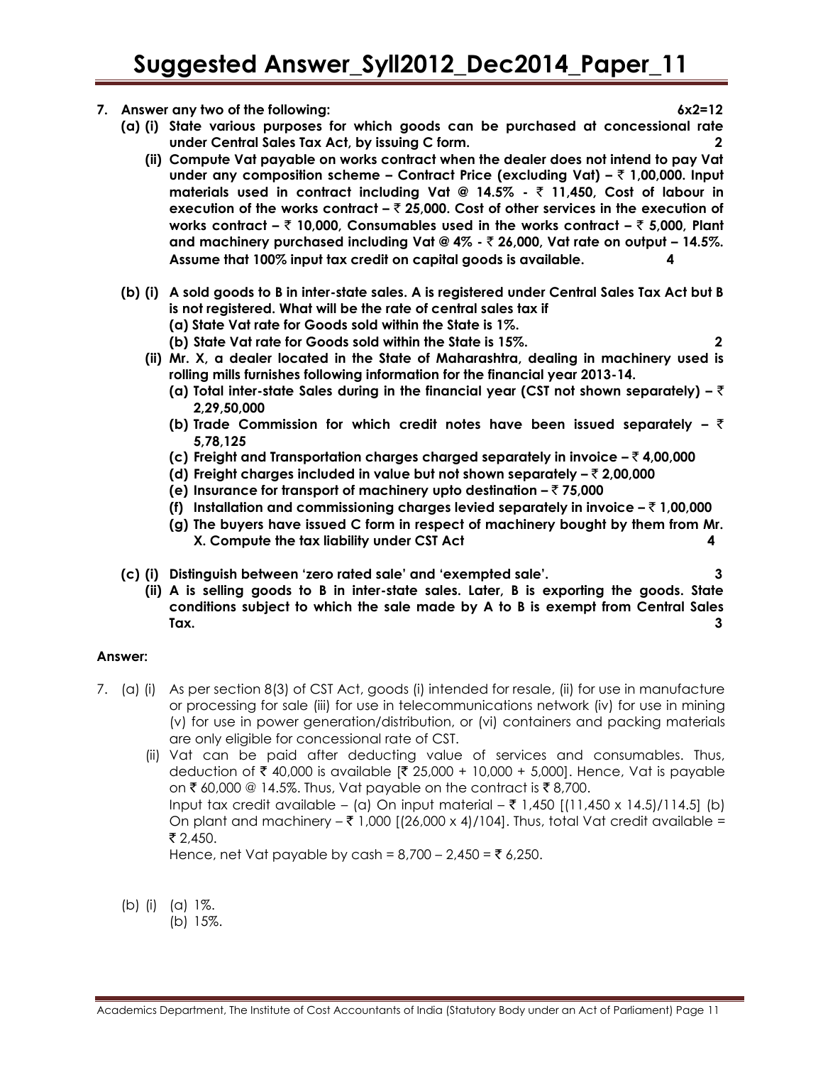**7. Answer any two of the following: 6x2=12**

**(a) (i) State various purposes for which goods can be purchased at concessional rate under Central Sales Tax Act, by issuing C form. 2**

**(ii) Compute Vat payable on works contract when the dealer does not intend to pay Vat under any composition scheme – Contract Price (excluding Vat) – ₹ 1,00,000. Input materials used in contract including Vat @ 14.5% - ₹ 11,450, Cost of labour in execution of the works contract – ₹ 25,000. Cost of other services in the execution of works contract – ₹ 10,000, Consumables used in the works contract – ₹ 5,000, Plant and machinery purchased including Vat @ 4% - ₹ 26,000, Vat rate on output – 14.5%. Assume that 100% input tax credit on capital goods is available. 4**

**(b) (i) A sold goods to B in inter-state sales. A is registered under Central Sales Tax Act but B is not registered. What will be the rate of central sales tax if**

**(a) State Vat rate for Goods sold within the State is 1%.**

**(b) State Vat rate for Goods sold within the State is 15%. 2**

**(ii) Mr. X, a dealer located in the State of Maharashtra, dealing in machinery used is rolling mills furnishes following information for the financial year 2013-14.**

**(a) Total inter-state Sales during in the financial year (CST not shown separately) – ₹ 2,29,50,000**

**(b) Trade Commission for which credit notes have been issued separately – ₹ 5,78,125**

**(c) Freight and Transportation charges charged separately in invoice – ₹ 4,00,000**

**(d) Freight charges included in value but not shown separately – ₹ 2,00,000**

**(e) Insurance for transport of machinery upto destination – ₹ 75,000**

**(f) Installation and commissioning charges levied separately in invoice – ₹ 1,00,000**

**(g) The buyers have issued C form in respect of machinery bought by them from Mr. X. Compute the tax liability under CST Act 4**

**(c) (i) Distinguish between 'zero rated sale' and 'exempted sale'. 3**

**(ii) A is selling goods to B in inter-state sales. Later, B is exporting the goods. State conditions subject to which the sale made by A to B is exempt from Central Sales Tax. 3**

**Answer:**

7. (a) (i) As per section 8(3) of CST Act, goods (i) intended for resale, (ii) for use in manufacture or processing for sale (iii) for use in telecommunications network (iv) for use in mining (v) for use in power generation/distribution, or (vi) containers and packing materials are only eligible for concessional rate of CST.

(ii) Vat can be paid after deducting value of services and consumables. Thus, deduction of ₹ 40,000 is available [₹ 25,000 + 10,000 + 5,000]. Hence, Vat is payable on ₹ 60,000 @ 14.5%. Thus, Vat payable on the contract is ₹ 8,700.

Input tax credit available – (a) On input material – ₹ 1,450 [(11,450 x 14.5)/114.5] (b) On plant and machinery – ₹ 1,000 [(26,000 x 4)/104]. Thus, total Vat credit available = ₹ 2,450.

Hence, net Vat payable by cash = 8,700 – 2,450 = ₹ 6,250.

(b) (i) (a) 1%.

(b) 15%.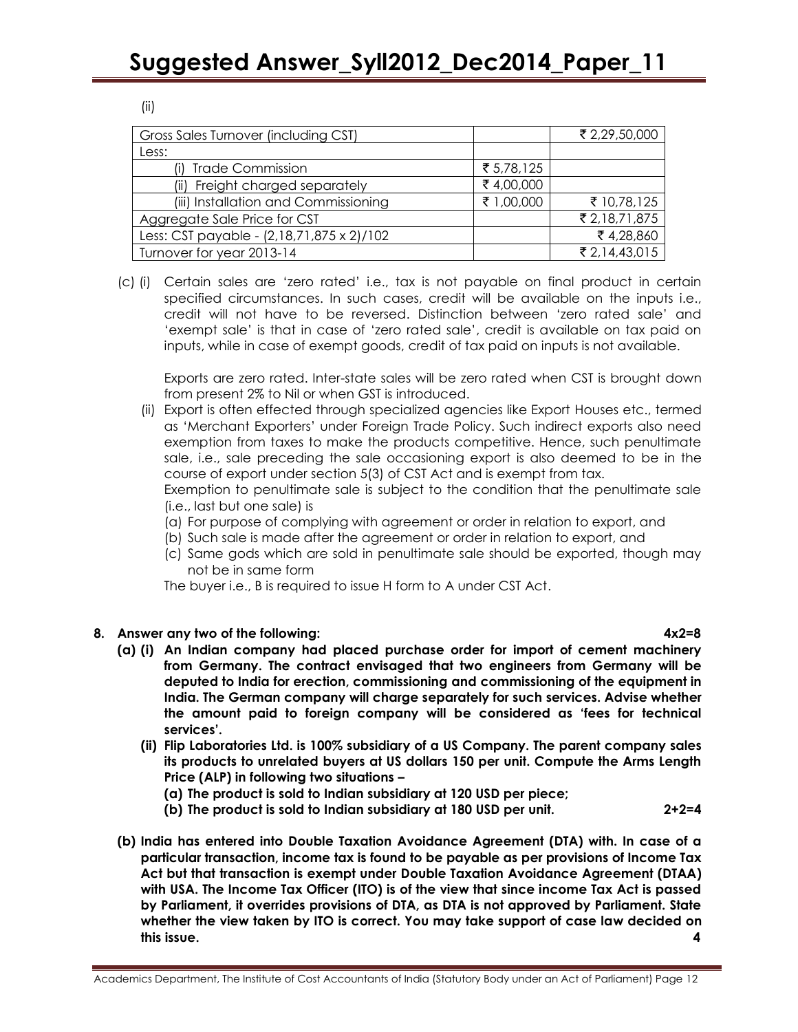(ii)

| Gross Sales Turnover (including CST) | | ₹ 2,29,50,000 |
|---|---|---|
| Less: | | |
| (i) Trade Commission | ₹ 5,78,125 | |
| (ii) Freight charged separately | ₹ 4,00,000 | |
| (iii) Installation and Commissioning | ₹ 1,00,000 | ₹ 10,78,125 |
| Aggregate Sale Price for CST | | ₹ 2,18,71,875 |
| Less: CST payable - (2,18,71,875 x 2)/102 | | ₹ 4,28,860 |
| Turnover for year 2013-14 | | ₹ 2,14,43,015 |

(c) (i) Certain sales are 'zero rated' i.e., tax is not payable on final product in certain specified circumstances. In such cases, credit will be available on the inputs i.e., credit will not have to be reversed. Distinction between 'zero rated sale' and 'exempt sale' is that in case of 'zero rated sale', credit is available on tax paid on inputs, while in case of exempt goods, credit of tax paid on inputs is not available.

Exports are zero rated. Inter-state sales will be zero rated when CST is brought down from present 2% to Nil or when GST is introduced.

(ii) Export is often effected through specialized agencies like Export Houses etc., termed as 'Merchant Exporters' under Foreign Trade Policy. Such indirect exports also need exemption from taxes to make the products competitive. Hence, such penultimate sale, i.e., sale preceding the sale occasioning export is also deemed to be in the course of export under section 5(3) of CST Act and is exempt from tax.

Exemption to penultimate sale is subject to the condition that the penultimate sale (i.e., last but one sale) is

(a) For purpose of complying with agreement or order in relation to export, and
(b) Such sale is made after the agreement or order in relation to export, and
(c) Same gods which are sold in penultimate sale should be exported, though may not be in same form

The buyer i.e., B is required to issue H form to A under CST Act.

**8. Answer any two of the following: 4x2=8**

**(a) (i) An Indian company had placed purchase order for import of cement machinery from Germany. The contract envisaged that two engineers from Germany will be deputed to India for erection, commissioning and commissioning of the equipment in India. The German company will charge separately for such services. Advise whether the amount paid to foreign company will be considered as 'fees for technical services'.**

**(ii) Flip Laboratories Ltd. is 100% subsidiary of a US Company. The parent company sales its products to unrelated buyers at US dollars 150 per unit. Compute the Arms Length Price (ALP) in following two situations –**

**(a) The product is sold to Indian subsidiary at 120 USD per piece;**

**(b) The product is sold to Indian subsidiary at 180 USD per unit. 2+2=4**

**(b) India has entered into Double Taxation Avoidance Agreement (DTA) with. In case of a particular transaction, income tax is found to be payable as per provisions of Income Tax Act but that transaction is exempt under Double Taxation Avoidance Agreement (DTAA) with USA. The Income Tax Officer (ITO) is of the view that since income Tax Act is passed by Parliament, it overrides provisions of DTA, as DTA is not approved by Parliament. State whether the view taken by ITO is correct. You may take support of case law decided on this issue. 4**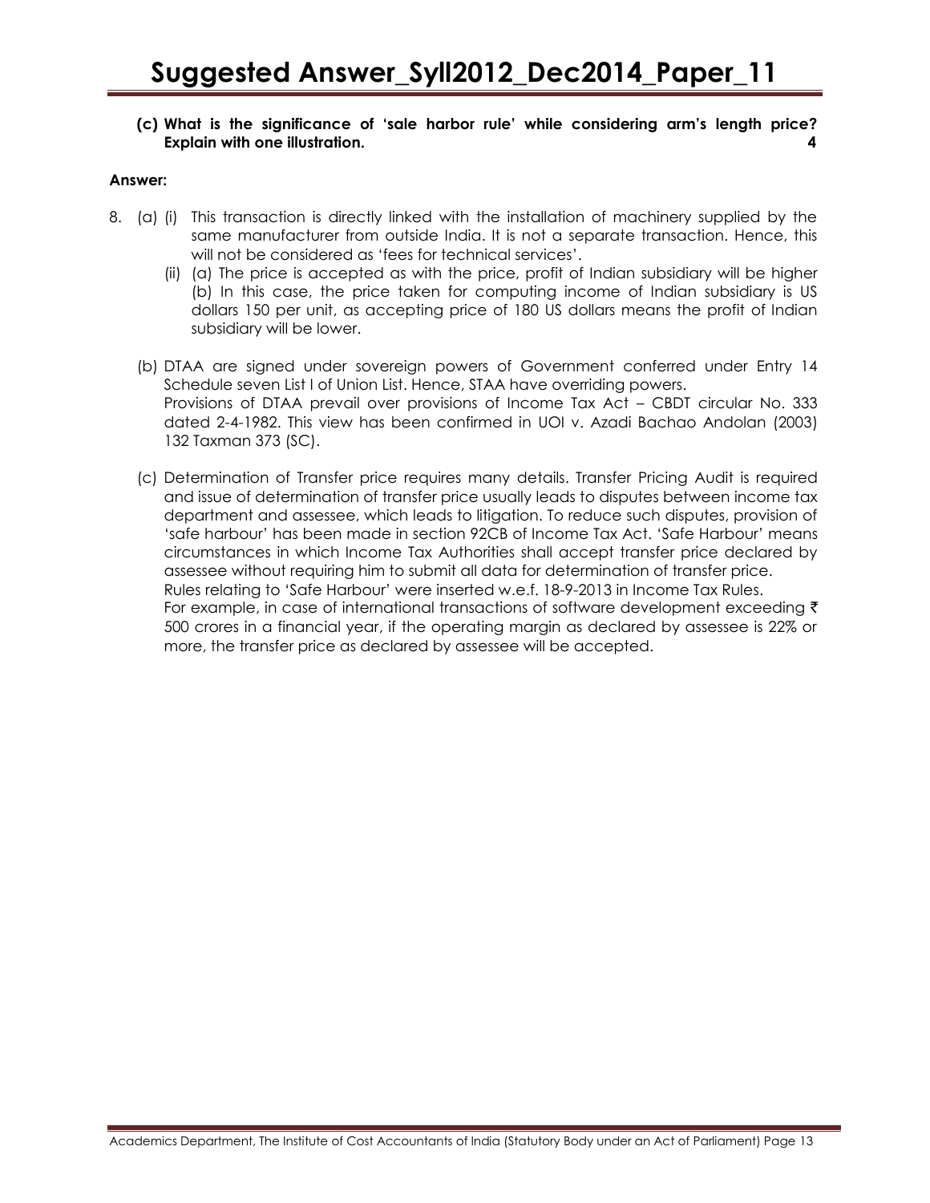**(c) What is the significance of 'sale harbor rule' while considering arm's length price? Explain with one illustration.** **4**

**Answer:**

8. (a) (i) This transaction is directly linked with the installation of machinery supplied by the same manufacturer from outside India. It is not a separate transaction. Hence, this will not be considered as 'fees for technical services'.

   (ii) (a) The price is accepted as with the price, profit of Indian subsidiary will be higher (b) In this case, the price taken for computing income of Indian subsidiary is US dollars 150 per unit, as accepting price of 180 US dollars means the profit of Indian subsidiary will be lower.

(b) DTAA are signed under sovereign powers of Government conferred under Entry 14 Schedule seven List I of Union List. Hence, STAA have overriding powers.
Provisions of DTAA prevail over provisions of Income Tax Act – CBDT circular No. 333 dated 2-4-1982. This view has been confirmed in UOI v. Azadi Bachao Andolan (2003) 132 Taxman 373 (SC).

(c) Determination of Transfer price requires many details. Transfer Pricing Audit is required and issue of determination of transfer price usually leads to disputes between income tax department and assessee, which leads to litigation. To reduce such disputes, provision of 'safe harbour' has been made in section 92CB of Income Tax Act. 'Safe Harbour' means circumstances in which Income Tax Authorities shall accept transfer price declared by assessee without requiring him to submit all data for determination of transfer price.
Rules relating to 'Safe Harbour' were inserted w.e.f. 18-9-2013 in Income Tax Rules.
For example, in case of international transactions of software development exceeding ₹ 500 crores in a financial year, if the operating margin as declared by assessee is 22% or more, the transfer price as declared by assessee will be accepted.